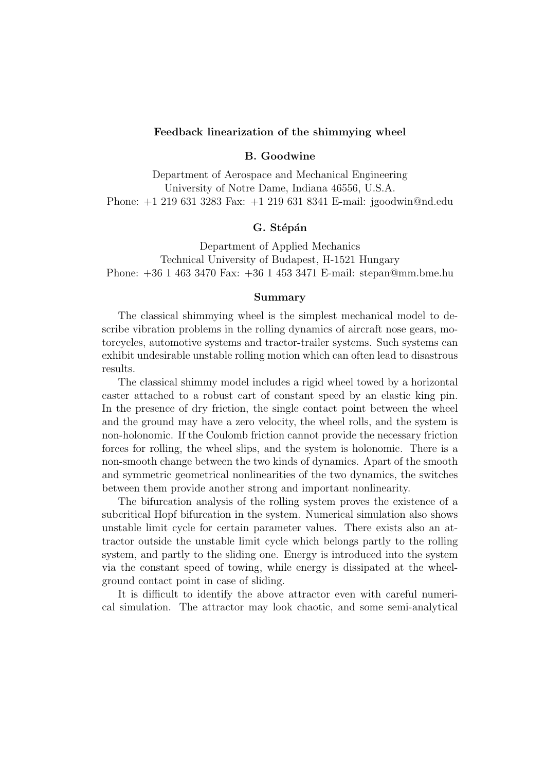# Feedback linearization of the shimmying wheel

**B. Goodwine**

Department of Aerospace and Mechanical Engineering
University of Notre Dame, Indiana 46556, U.S.A.
Phone: +1 219 631 3283 Fax: +1 219 631 8341 E-mail: jgoodwin@nd.edu

**G. Stépán**

Department of Applied Mechanics
Technical University of Budapest, H-1521 Hungary
Phone: +36 1 463 3470 Fax: +36 1 453 3471 E-mail: stepan@mm.bme.hu

## Summary

The classical shimmying wheel is the simplest mechanical model to describe vibration problems in the rolling dynamics of aircraft nose gears, motorcycles, automotive systems and tractor-trailer systems. Such systems can exhibit undesirable unstable rolling motion which can often lead to disastrous results.

The classical shimmy model includes a rigid wheel towed by a horizontal caster attached to a robust cart of constant speed by an elastic king pin. In the presence of dry friction, the single contact point between the wheel and the ground may have a zero velocity, the wheel rolls, and the system is non-holonomic. If the Coulomb friction cannot provide the necessary friction forces for rolling, the wheel slips, and the system is holonomic. There is a non-smooth change between the two kinds of dynamics. Apart of the smooth and symmetric geometrical nonlinearities of the two dynamics, the switches between them provide another strong and important nonlinearity.

The bifurcation analysis of the rolling system proves the existence of a subcritical Hopf bifurcation in the system. Numerical simulation also shows unstable limit cycle for certain parameter values. There exists also an attractor outside the unstable limit cycle which belongs partly to the rolling system, and partly to the sliding one. Energy is introduced into the system via the constant speed of towing, while energy is dissipated at the wheel-ground contact point in case of sliding.

It is difficult to identify the above attractor even with careful numerical simulation. The attractor may look chaotic, and some semi-analytical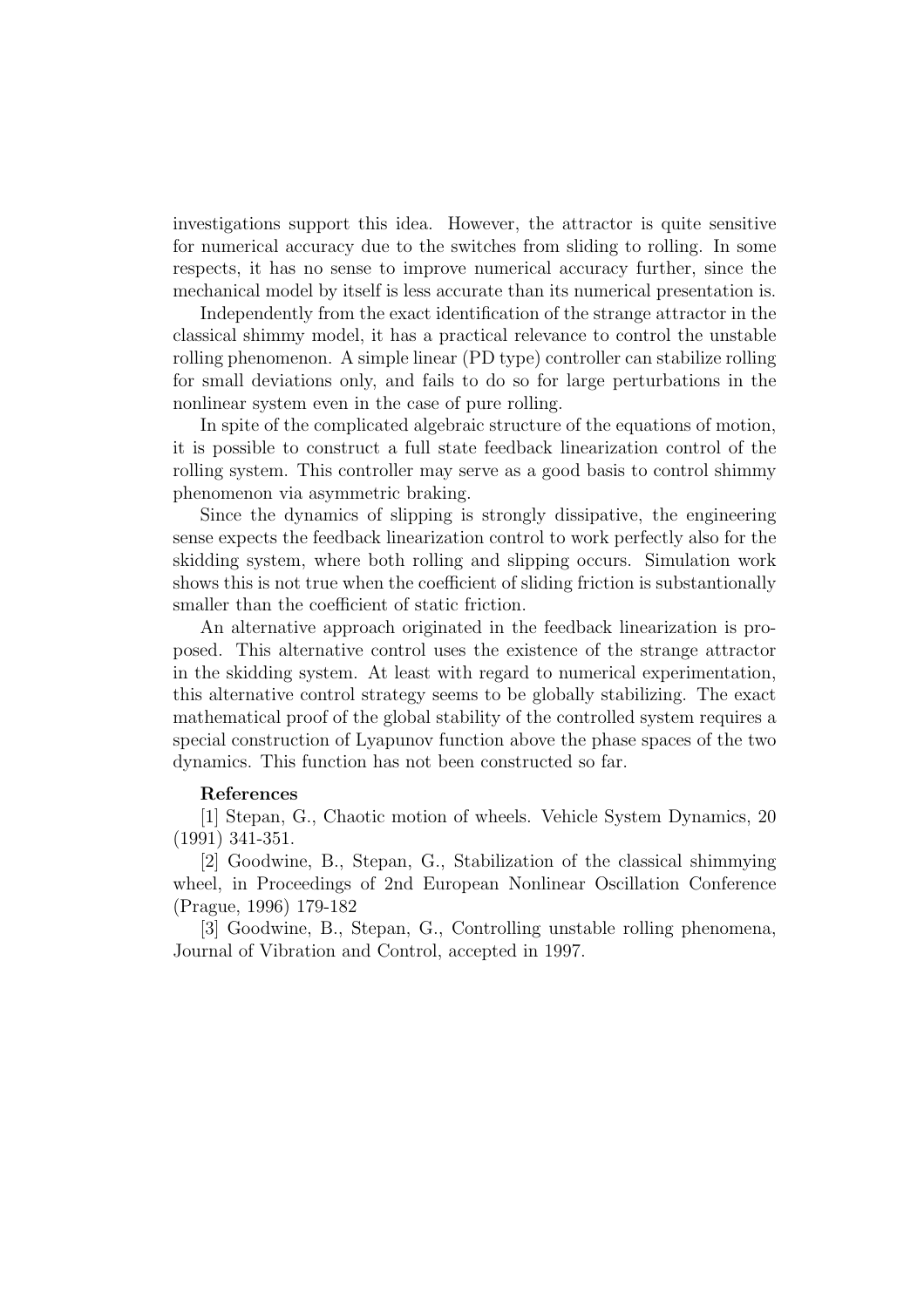investigations support this idea. However, the attractor is quite sensitive for numerical accuracy due to the switches from sliding to rolling. In some respects, it has no sense to improve numerical accuracy further, since the mechanical model by itself is less accurate than its numerical presentation is.

Independently from the exact identification of the strange attractor in the classical shimmy model, it has a practical relevance to control the unstable rolling phenomenon. A simple linear (PD type) controller can stabilize rolling for small deviations only, and fails to do so for large perturbations in the nonlinear system even in the case of pure rolling.

In spite of the complicated algebraic structure of the equations of motion, it is possible to construct a full state feedback linearization control of the rolling system. This controller may serve as a good basis to control shimmy phenomenon via asymmetric braking.

Since the dynamics of slipping is strongly dissipative, the engineering sense expects the feedback linearization control to work perfectly also for the skidding system, where both rolling and slipping occurs. Simulation work shows this is not true when the coefficient of sliding friction is substantionally smaller than the coefficient of static friction.

An alternative approach originated in the feedback linearization is proposed. This alternative control uses the existence of the strange attractor in the skidding system. At least with regard to numerical experimentation, this alternative control strategy seems to be globally stabilizing. The exact mathematical proof of the global stability of the controlled system requires a special construction of Lyapunov function above the phase spaces of the two dynamics. This function has not been constructed so far.

**References**

[1] Stepan, G., Chaotic motion of wheels. Vehicle System Dynamics, 20 (1991) 341-351.

[2] Goodwine, B., Stepan, G., Stabilization of the classical shimmying wheel, in Proceedings of 2nd European Nonlinear Oscillation Conference (Prague, 1996) 179-182

[3] Goodwine, B., Stepan, G., Controlling unstable rolling phenomena, Journal of Vibration and Control, accepted in 1997.